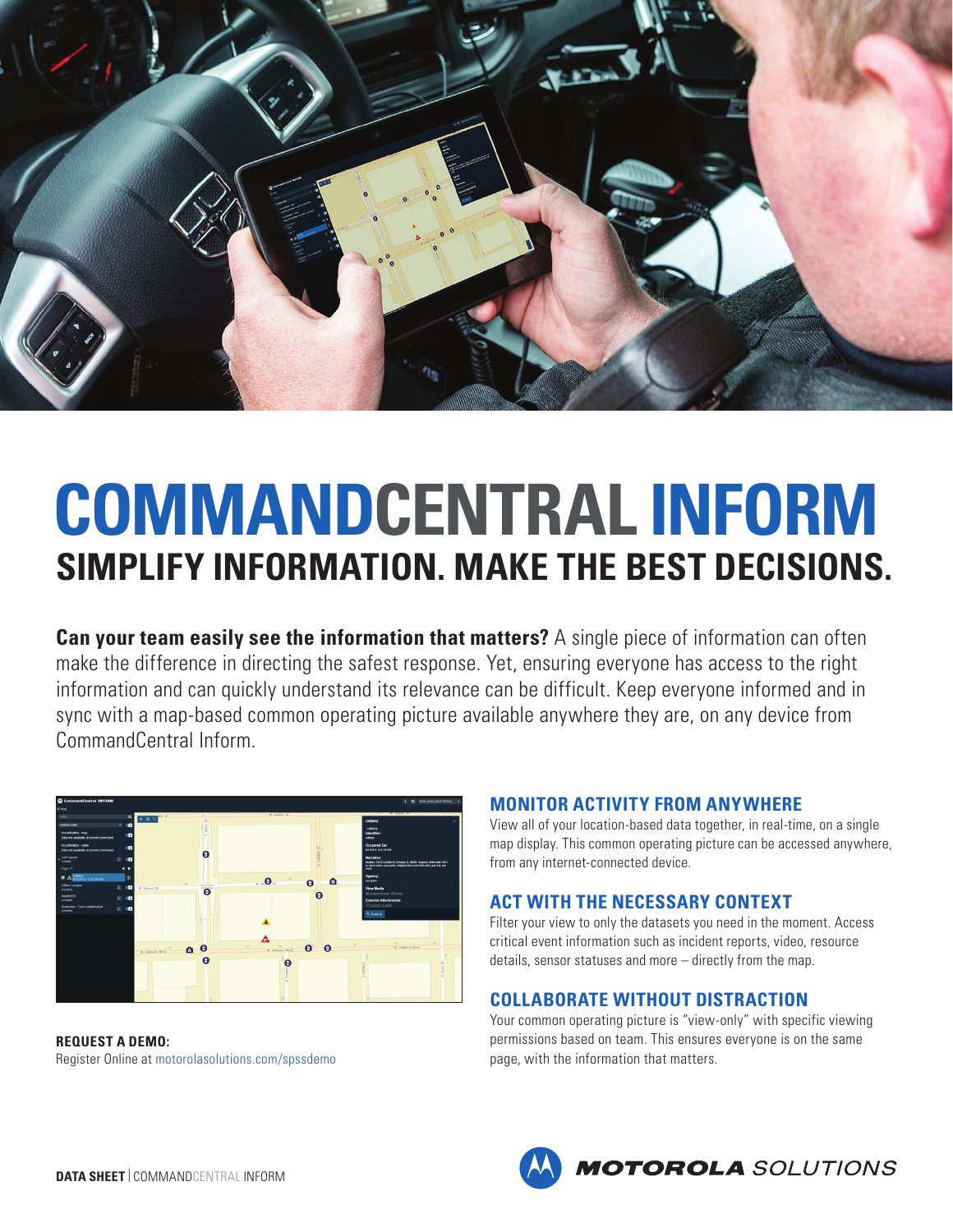# COMMANDCENTRAL INFORM

## SIMPLIFY INFORMATION. MAKE THE BEST DECISIONS.

**Can your team easily see the information that matters?** A single piece of information can often make the difference in directing the safest response. Yet, ensuring everyone has access to the right information and can quickly understand its relevance can be difficult. Keep everyone informed and in sync with a map-based common operating picture available anywhere they are, on any device from CommandCentral Inform.

### MONITOR ACTIVITY FROM ANYWHERE

View all of your location-based data together, in real-time, on a single map display. This common operating picture can be accessed anywhere, from any internet-connected device.

### ACT WITH THE NECESSARY CONTEXT

Filter your view to only the datasets you need in the moment. Access critical event information such as incident reports, video, resource details, sensor statuses and more – directly from the map.

### COLLABORATE WITHOUT DISTRACTION

Your common operating picture is "view-only" with specific viewing permissions based on team. This ensures everyone is on the same page, with the information that matters.

**REQUEST A DEMO:**
Register Online at motorolasolutions.com/spssdemo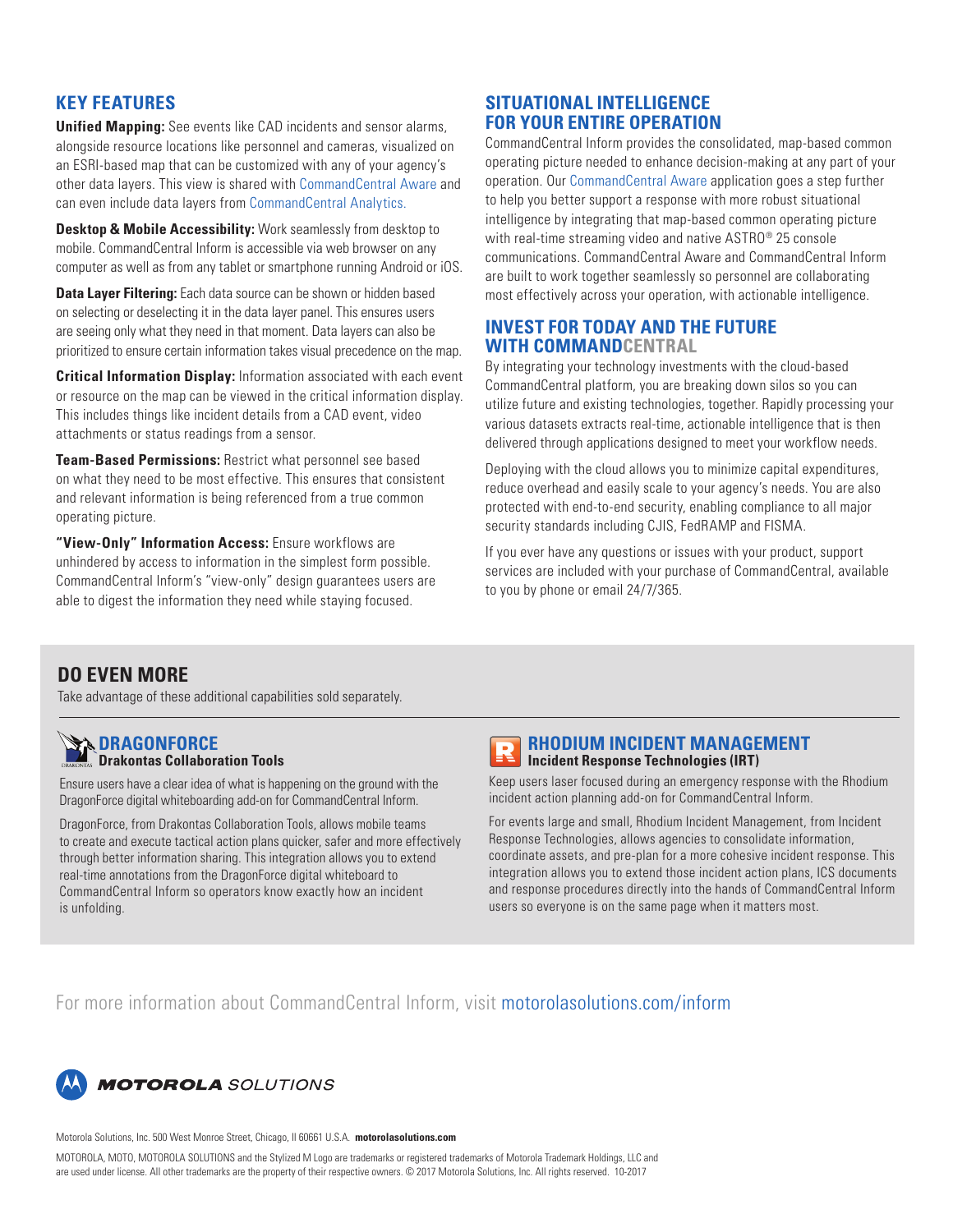## KEY FEATURES

**Unified Mapping:** See events like CAD incidents and sensor alarms, alongside resource locations like personnel and cameras, visualized on an ESRI-based map that can be customized with any of your agency's other data layers. This view is shared with CommandCentral Aware and can even include data layers from CommandCentral Analytics.

**Desktop & Mobile Accessibility:** Work seamlessly from desktop to mobile. CommandCentral Inform is accessible via web browser on any computer as well as from any tablet or smartphone running Android or iOS.

**Data Layer Filtering:** Each data source can be shown or hidden based on selecting or deselecting it in the data layer panel. This ensures users are seeing only what they need in that moment. Data layers can also be prioritized to ensure certain information takes visual precedence on the map.

**Critical Information Display:** Information associated with each event or resource on the map can be viewed in the critical information display. This includes things like incident details from a CAD event, video attachments or status readings from a sensor.

**Team-Based Permissions:** Restrict what personnel see based on what they need to be most effective. This ensures that consistent and relevant information is being referenced from a true common operating picture.

**"View-Only" Information Access:** Ensure workflows are unhindered by access to information in the simplest form possible. CommandCentral Inform's "view-only" design guarantees users are able to digest the information they need while staying focused.

## SITUATIONAL INTELLIGENCE FOR YOUR ENTIRE OPERATION

CommandCentral Inform provides the consolidated, map-based common operating picture needed to enhance decision-making at any part of your operation. Our CommandCentral Aware application goes a step further to help you better support a response with more robust situational intelligence by integrating that map-based common operating picture with real-time streaming video and native ASTRO® 25 console communications. CommandCentral Aware and CommandCentral Inform are built to work together seamlessly so personnel are collaborating most effectively across your operation, with actionable intelligence.

## INVEST FOR TODAY AND THE FUTURE WITH COMMANDCENTRAL

By integrating your technology investments with the cloud-based CommandCentral platform, you are breaking down silos so you can utilize future and existing technologies, together. Rapidly processing your various datasets extracts real-time, actionable intelligence that is then delivered through applications designed to meet your workflow needs.

Deploying with the cloud allows you to minimize capital expenditures, reduce overhead and easily scale to your agency's needs. You are also protected with end-to-end security, enabling compliance to all major security standards including CJIS, FedRAMP and FISMA.

If you ever have any questions or issues with your product, support services are included with your purchase of CommandCentral, available to you by phone or email 24/7/365.

## DO EVEN MORE

Take advantage of these additional capabilities sold separately.

### DRAGONFORCE
**Drakontas Collaboration Tools**

Ensure users have a clear idea of what is happening on the ground with the DragonForce digital whiteboarding add-on for CommandCentral Inform.

DragonForce, from Drakontas Collaboration Tools, allows mobile teams to create and execute tactical action plans quicker, safer and more effectively through better information sharing. This integration allows you to extend real-time annotations from the DragonForce digital whiteboard to CommandCentral Inform so operators know exactly how an incident is unfolding.

### RHODIUM INCIDENT MANAGEMENT
**Incident Response Technologies (IRT)**

Keep users laser focused during an emergency response with the Rhodium incident action planning add-on for CommandCentral Inform.

For events large and small, Rhodium Incident Management, from Incident Response Technologies, allows agencies to consolidate information, coordinate assets, and pre-plan for a more cohesive incident response. This integration allows you to extend those incident action plans, ICS documents and response procedures directly into the hands of CommandCentral Inform users so everyone is on the same page when it matters most.

For more information about CommandCentral Inform, visit motorolasolutions.com/inform

**MOTOROLA** SOLUTIONS

Motorola Solutions, Inc. 500 West Monroe Street, Chicago, Il 60661 U.S.A. **motorolasolutions.com**

MOTOROLA, MOTO, MOTOROLA SOLUTIONS and the Stylized M Logo are trademarks or registered trademarks of Motorola Trademark Holdings, LLC and are used under license. All other trademarks are the property of their respective owners. © 2017 Motorola Solutions, Inc. All rights reserved. 10-2017